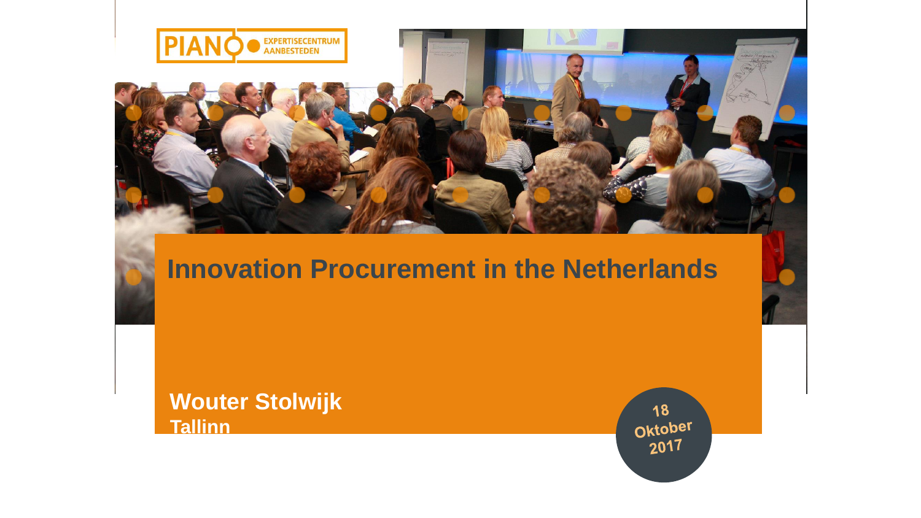PIANO EXPERTISECENTRUM AANBESTEDEN

# Innovation Procurement in the Netherlands

**Wouter Stolwijk**
**Tallinn**

18 Oktober 2017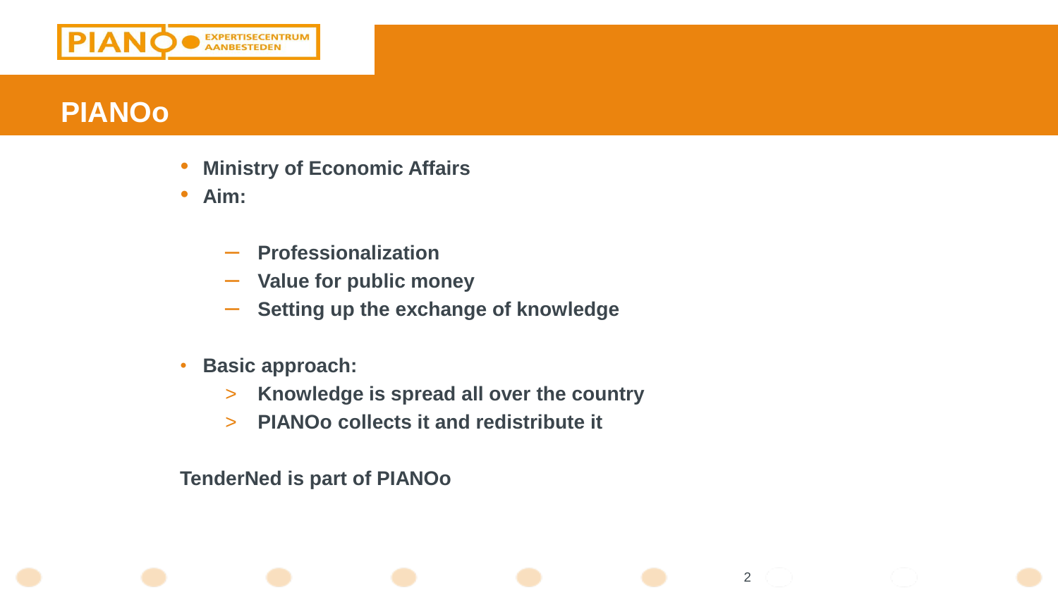# PIANOo

- Ministry of Economic Affairs
- Aim:
  - Professionalization
  - Value for public money
  - Setting up the exchange of knowledge
- Basic approach:
  - Knowledge is spread all over the country
  - PIANOo collects it and redistribute it

TenderNed is part of PIANOo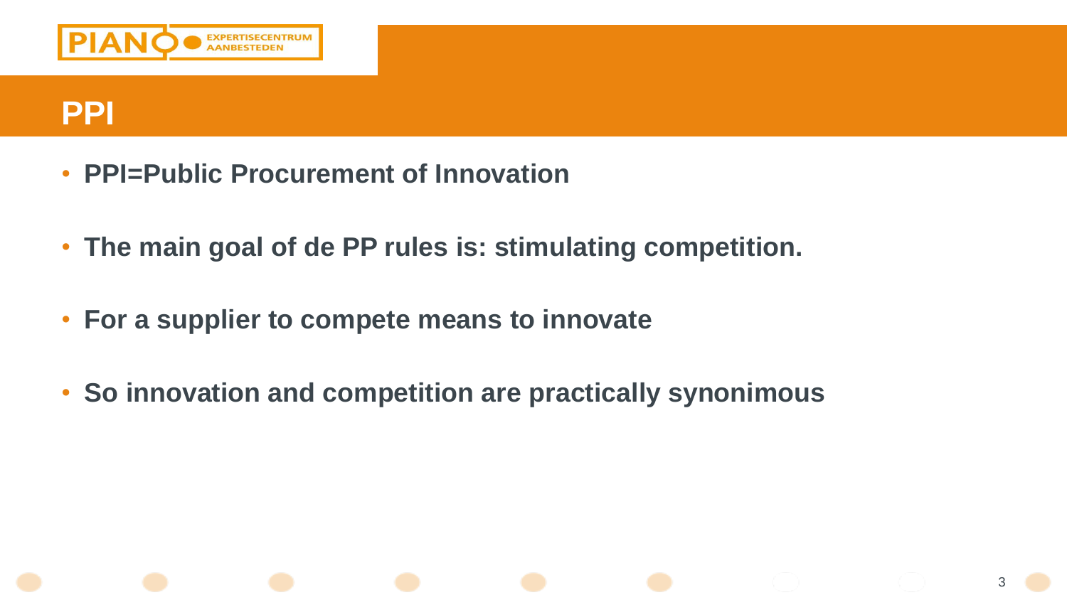# PPI

- **PPI=Public Procurement of Innovation**
- **The main goal of de PP rules is: stimulating competition.**
- **For a supplier to compete means to innovate**
- **So innovation and competition are practically synonimous**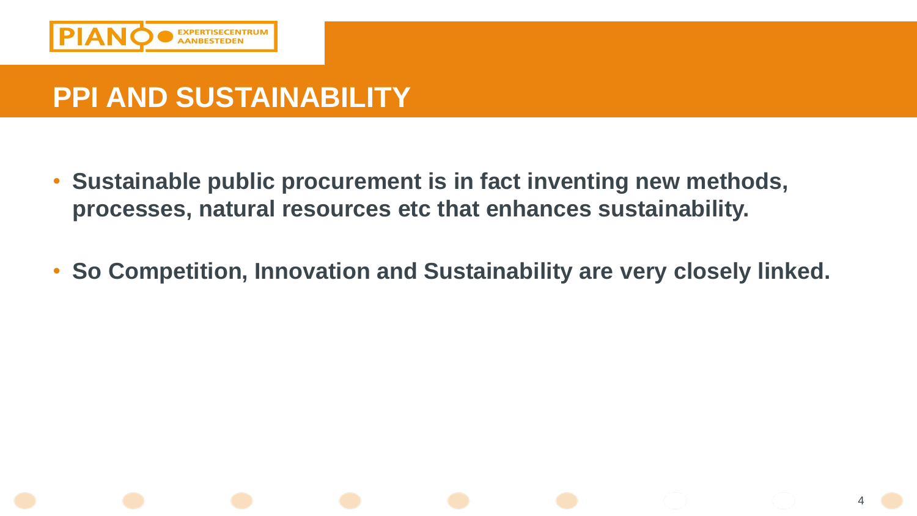# PPI AND SUSTAINABILITY

- **Sustainable public procurement is in fact inventing new methods, processes, natural resources etc that enhances sustainability.**

- **So Competition, Innovation and Sustainability are very closely linked.**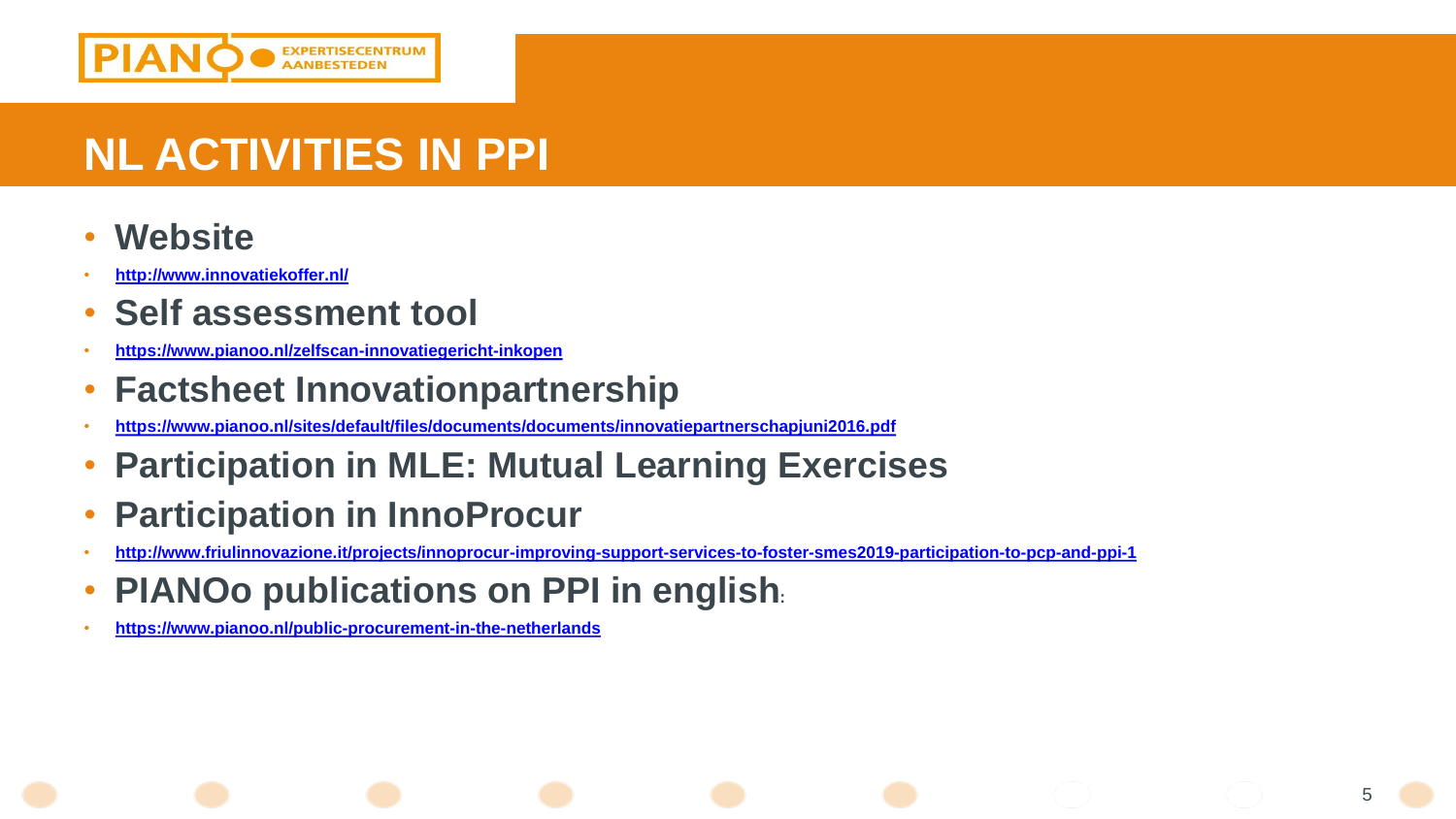# NL ACTIVITIES IN PPI

- **Website**
- **http://www.innovatiekoffer.nl/**
- **Self assessment tool**
- **https://www.pianoo.nl/zelfscan-innovatiegericht-inkopen**
- **Factsheet Innovationpartnership**
- **https://www.pianoo.nl/sites/default/files/documents/documents/innovatiepartnerschapjuni2016.pdf**
- **Participation in MLE: Mutual Learning Exercises**
- **Participation in InnoProcur**
- **http://www.friulinnovazione.it/projects/innoprocur-improving-support-services-to-foster-smes2019-participation-to-pcp-and-ppi-1**
- **PIANOo publications on PPI in english**:
- **https://www.pianoo.nl/public-procurement-in-the-netherlands**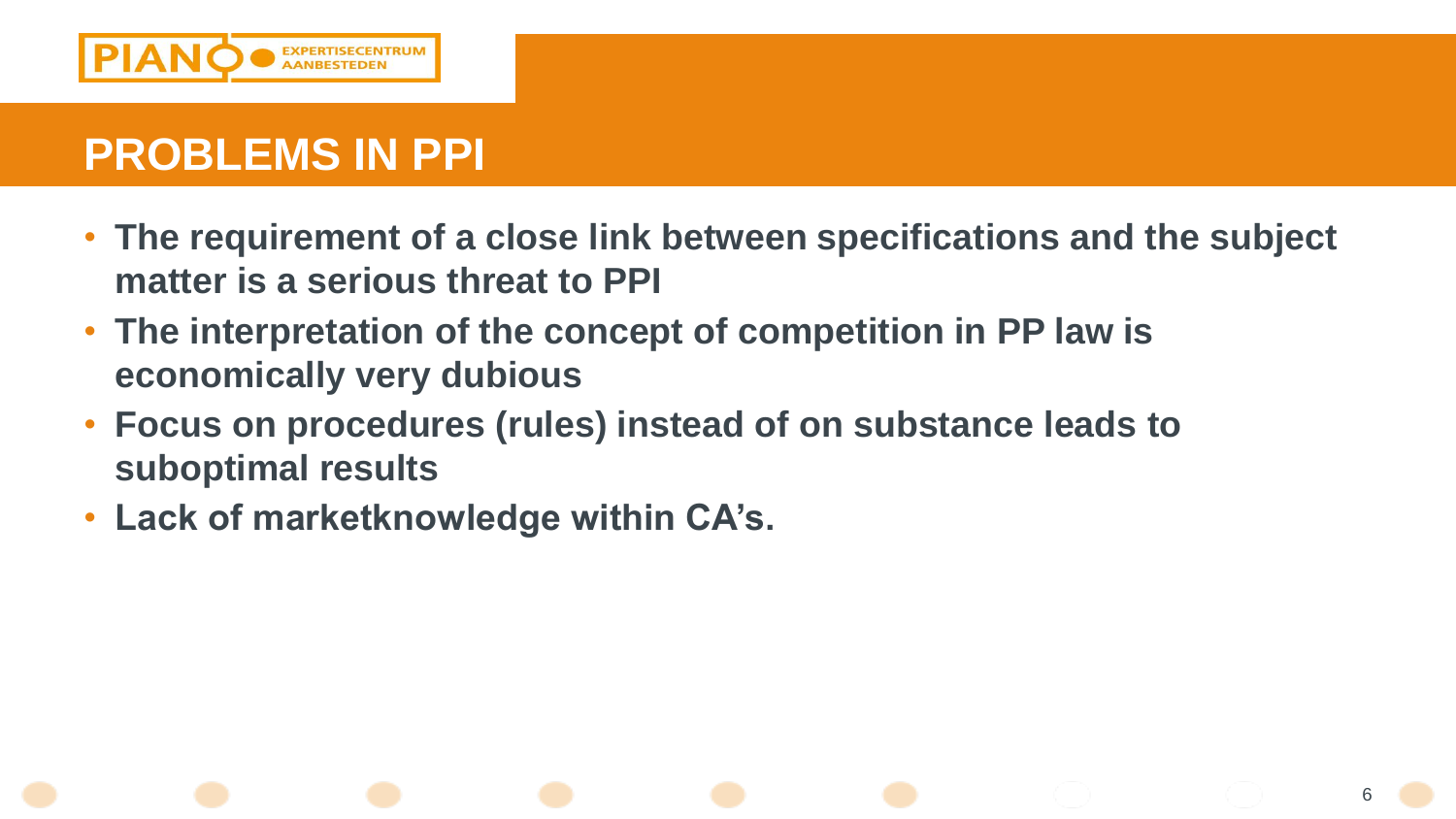## PROBLEMS IN PPI

- **The requirement of a close link between specifications and the subject matter is a serious threat to PPI**
- **The interpretation of the concept of competition in PP law is economically very dubious**
- **Focus on procedures (rules) instead of on substance leads to suboptimal results**
- **Lack of marketknowledge within CA's.**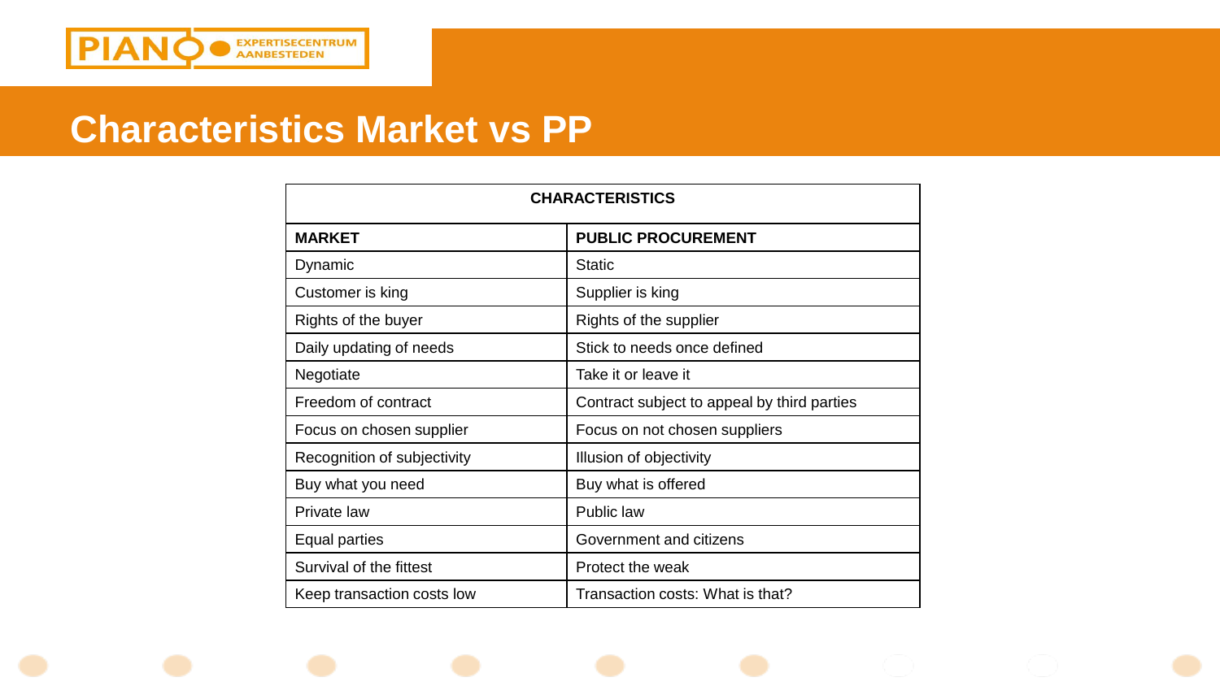# Characteristics Market vs PP

| CHARACTERISTICS | |
|---|---|
| **MARKET** | **PUBLIC PROCUREMENT** |
| Dynamic | Static |
| Customer is king | Supplier is king |
| Rights of the buyer | Rights of the supplier |
| Daily updating of needs | Stick to needs once defined |
| Negotiate | Take it or leave it |
| Freedom of contract | Contract subject to appeal by third parties |
| Focus on chosen supplier | Focus on not chosen suppliers |
| Recognition of subjectivity | Illusion of objectivity |
| Buy what you need | Buy what is offered |
| Private law | Public law |
| Equal parties | Government and citizens |
| Survival of the fittest | Protect the weak |
| Keep transaction costs low | Transaction costs: What is that? |